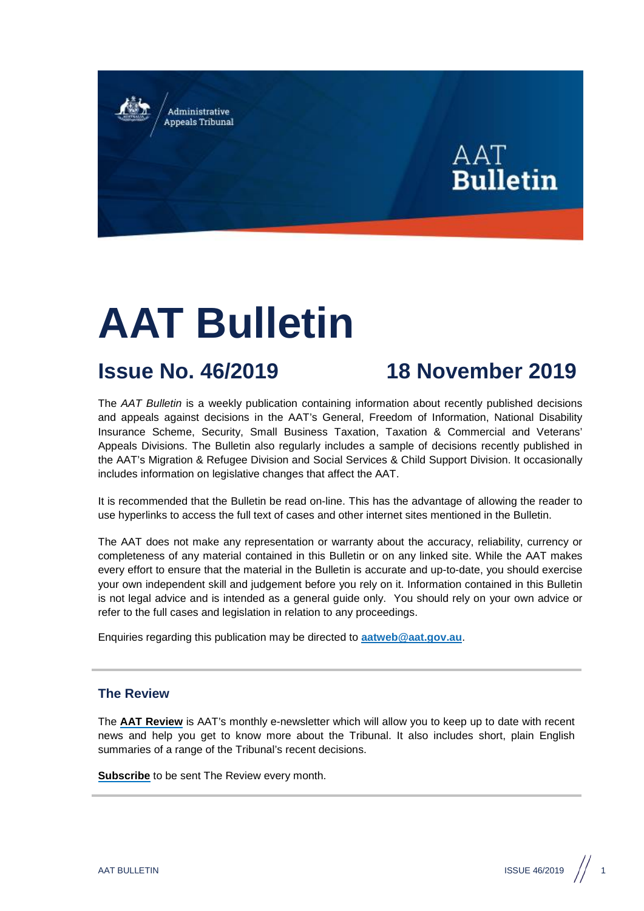# AAT Bulletin

## Issue No. 46/2019 — 18 November 2019

The *AAT Bulletin* is a weekly publication containing information about recently published decisions and appeals against decisions in the AAT's General, Freedom of Information, National Disability Insurance Scheme, Security, Small Business Taxation, Taxation & Commercial and Veterans' Appeals Divisions. The Bulletin also regularly includes a sample of decisions recently published in the AAT's Migration & Refugee Division and Social Services & Child Support Division. It occasionally includes information on legislative changes that affect the AAT.

It is recommended that the Bulletin be read on-line. This has the advantage of allowing the reader to use hyperlinks to access the full text of cases and other internet sites mentioned in the Bulletin.

The AAT does not make any representation or warranty about the accuracy, reliability, currency or completeness of any material contained in this Bulletin or on any linked site. While the AAT makes every effort to ensure that the material in the Bulletin is accurate and up-to-date, you should exercise your own independent skill and judgement before you rely on it. Information contained in this Bulletin is not legal advice and is intended as a general guide only. You should rely on your own advice or refer to the full cases and legislation in relation to any proceedings.

Enquiries regarding this publication may be directed to **aatweb@aat.gov.au**.

---

### The Review

The **AAT Review** is AAT's monthly e-newsletter which will allow you to keep up to date with recent news and help you get to know more about the Tribunal. It also includes short, plain English summaries of a range of the Tribunal's recent decisions.

**Subscribe** to be sent The Review every month.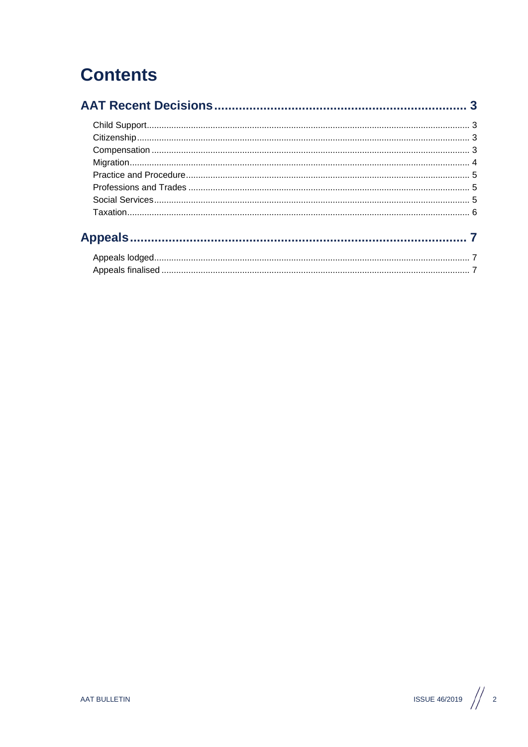# Contents

## AAT Recent Decisions ........ 3

Child Support ........ 3
Citizenship ........ 3
Compensation ........ 3
Migration ........ 4
Practice and Procedure ........ 5
Professions and Trades ........ 5
Social Services ........ 5
Taxation ........ 6

## Appeals ........ 7

Appeals lodged ........ 7
Appeals finalised ........ 7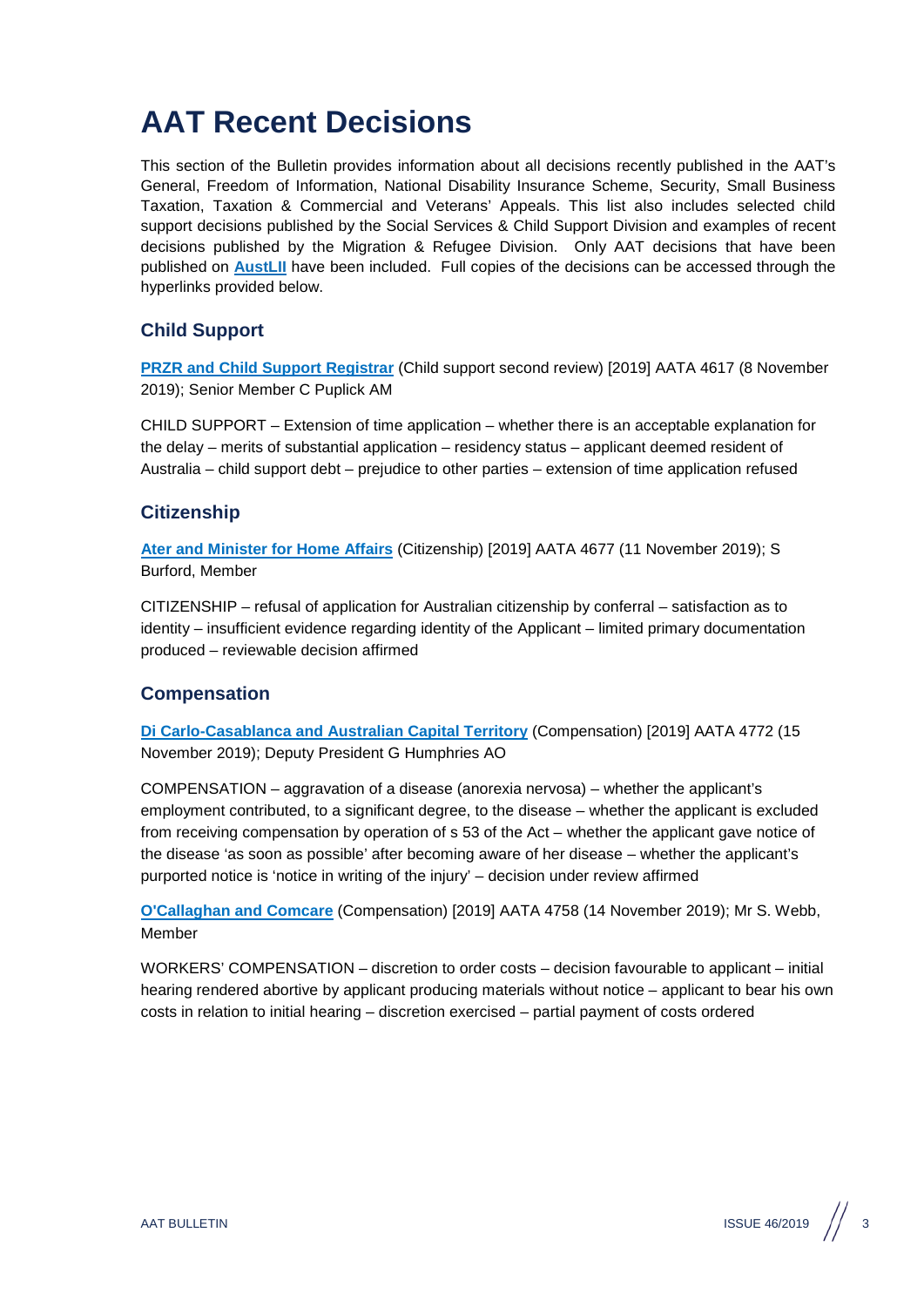# AAT Recent Decisions

This section of the Bulletin provides information about all decisions recently published in the AAT's General, Freedom of Information, National Disability Insurance Scheme, Security, Small Business Taxation, Taxation & Commercial and Veterans' Appeals. This list also includes selected child support decisions published by the Social Services & Child Support Division and examples of recent decisions published by the Migration & Refugee Division. Only AAT decisions that have been published on **AustLII** have been included. Full copies of the decisions can be accessed through the hyperlinks provided below.

## Child Support

**PRZR and Child Support Registrar** (Child support second review) [2019] AATA 4617 (8 November 2019); Senior Member C Puplick AM

CHILD SUPPORT – Extension of time application – whether there is an acceptable explanation for the delay – merits of substantial application – residency status – applicant deemed resident of Australia – child support debt – prejudice to other parties – extension of time application refused

## Citizenship

**Ater and Minister for Home Affairs** (Citizenship) [2019] AATA 4677 (11 November 2019); S Burford, Member

CITIZENSHIP – refusal of application for Australian citizenship by conferral – satisfaction as to identity – insufficient evidence regarding identity of the Applicant – limited primary documentation produced – reviewable decision affirmed

## Compensation

**Di Carlo-Casablanca and Australian Capital Territory** (Compensation) [2019] AATA 4772 (15 November 2019); Deputy President G Humphries AO

COMPENSATION – aggravation of a disease (anorexia nervosa) – whether the applicant's employment contributed, to a significant degree, to the disease – whether the applicant is excluded from receiving compensation by operation of s 53 of the Act – whether the applicant gave notice of the disease 'as soon as possible' after becoming aware of her disease – whether the applicant's purported notice is 'notice in writing of the injury' – decision under review affirmed

**O'Callaghan and Comcare** (Compensation) [2019] AATA 4758 (14 November 2019); Mr S. Webb, Member

WORKERS' COMPENSATION – discretion to order costs – decision favourable to applicant – initial hearing rendered abortive by applicant producing materials without notice – applicant to bear his own costs in relation to initial hearing – discretion exercised – partial payment of costs ordered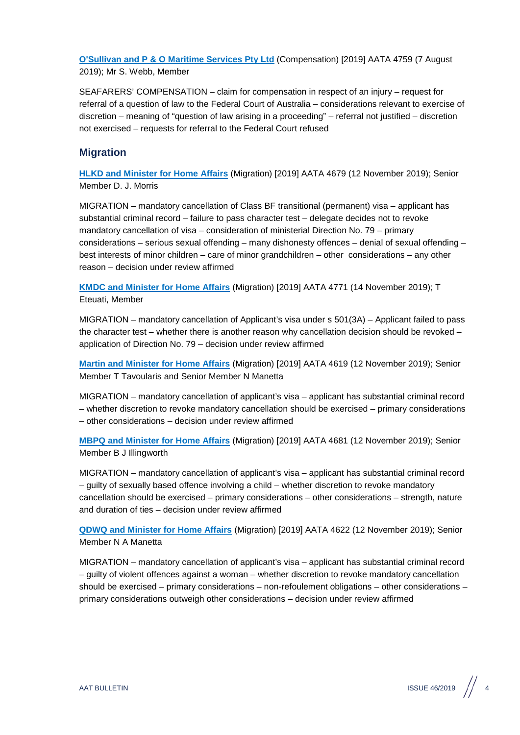**O'Sullivan and P & O Maritime Services Pty Ltd** (Compensation) [2019] AATA 4759 (7 August 2019); Mr S. Webb, Member

SEAFARERS' COMPENSATION – claim for compensation in respect of an injury – request for referral of a question of law to the Federal Court of Australia – considerations relevant to exercise of discretion – meaning of "question of law arising in a proceeding" – referral not justified – discretion not exercised – requests for referral to the Federal Court refused

## Migration

**HLKD and Minister for Home Affairs** (Migration) [2019] AATA 4679 (12 November 2019); Senior Member D. J. Morris

MIGRATION – mandatory cancellation of Class BF transitional (permanent) visa – applicant has substantial criminal record – failure to pass character test – delegate decides not to revoke mandatory cancellation of visa – consideration of ministerial Direction No. 79 – primary considerations – serious sexual offending – many dishonesty offences – denial of sexual offending – best interests of minor children – care of minor grandchildren – other considerations – any other reason – decision under review affirmed

**KMDC and Minister for Home Affairs** (Migration) [2019] AATA 4771 (14 November 2019); T Eteuati, Member

MIGRATION – mandatory cancellation of Applicant's visa under s 501(3A) – Applicant failed to pass the character test – whether there is another reason why cancellation decision should be revoked – application of Direction No. 79 – decision under review affirmed

**Martin and Minister for Home Affairs** (Migration) [2019] AATA 4619 (12 November 2019); Senior Member T Tavoularis and Senior Member N Manetta

MIGRATION – mandatory cancellation of applicant's visa – applicant has substantial criminal record – whether discretion to revoke mandatory cancellation should be exercised – primary considerations – other considerations – decision under review affirmed

**MBPQ and Minister for Home Affairs** (Migration) [2019] AATA 4681 (12 November 2019); Senior Member B J Illingworth

MIGRATION – mandatory cancellation of applicant's visa – applicant has substantial criminal record – guilty of sexually based offence involving a child – whether discretion to revoke mandatory cancellation should be exercised – primary considerations – other considerations – strength, nature and duration of ties – decision under review affirmed

**QDWQ and Minister for Home Affairs** (Migration) [2019] AATA 4622 (12 November 2019); Senior Member N A Manetta

MIGRATION – mandatory cancellation of applicant's visa – applicant has substantial criminal record – guilty of violent offences against a woman – whether discretion to revoke mandatory cancellation should be exercised – primary considerations – non-refoulement obligations – other considerations – primary considerations outweigh other considerations – decision under review affirmed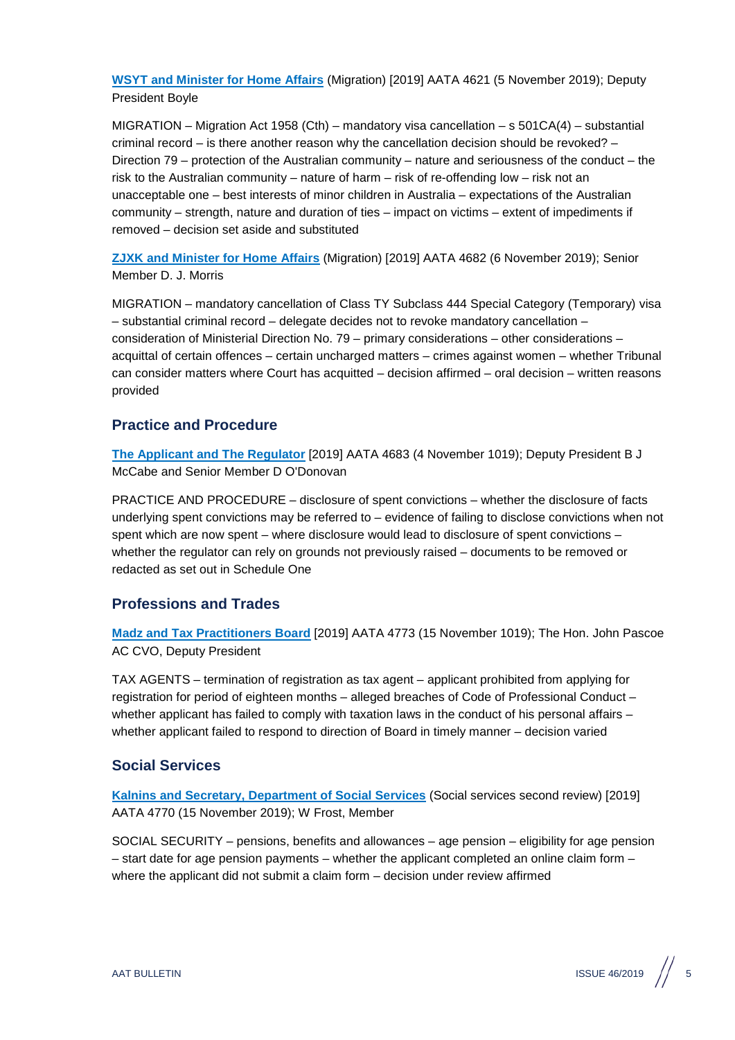**WSYT and Minister for Home Affairs** (Migration) [2019] AATA 4621 (5 November 2019); Deputy President Boyle

MIGRATION – Migration Act 1958 (Cth) – mandatory visa cancellation – s 501CA(4) – substantial criminal record – is there another reason why the cancellation decision should be revoked? – Direction 79 – protection of the Australian community – nature and seriousness of the conduct – the risk to the Australian community – nature of harm – risk of re-offending low – risk not an unacceptable one – best interests of minor children in Australia – expectations of the Australian community – strength, nature and duration of ties – impact on victims – extent of impediments if removed – decision set aside and substituted

**ZJXK and Minister for Home Affairs** (Migration) [2019] AATA 4682 (6 November 2019); Senior Member D. J. Morris

MIGRATION – mandatory cancellation of Class TY Subclass 444 Special Category (Temporary) visa – substantial criminal record – delegate decides not to revoke mandatory cancellation – consideration of Ministerial Direction No. 79 – primary considerations – other considerations – acquittal of certain offences – certain uncharged matters – crimes against women – whether Tribunal can consider matters where Court has acquitted – decision affirmed – oral decision – written reasons provided

## Practice and Procedure

**The Applicant and The Regulator** [2019] AATA 4683 (4 November 1019); Deputy President B J McCabe and Senior Member D O'Donovan

PRACTICE AND PROCEDURE – disclosure of spent convictions – whether the disclosure of facts underlying spent convictions may be referred to – evidence of failing to disclose convictions when not spent which are now spent – where disclosure would lead to disclosure of spent convictions – whether the regulator can rely on grounds not previously raised – documents to be removed or redacted as set out in Schedule One

## Professions and Trades

**Madz and Tax Practitioners Board** [2019] AATA 4773 (15 November 1019); The Hon. John Pascoe AC CVO, Deputy President

TAX AGENTS – termination of registration as tax agent – applicant prohibited from applying for registration for period of eighteen months – alleged breaches of Code of Professional Conduct – whether applicant has failed to comply with taxation laws in the conduct of his personal affairs – whether applicant failed to respond to direction of Board in timely manner – decision varied

## Social Services

**Kalnins and Secretary, Department of Social Services** (Social services second review) [2019] AATA 4770 (15 November 2019); W Frost, Member

SOCIAL SECURITY – pensions, benefits and allowances – age pension – eligibility for age pension – start date for age pension payments – whether the applicant completed an online claim form – where the applicant did not submit a claim form – decision under review affirmed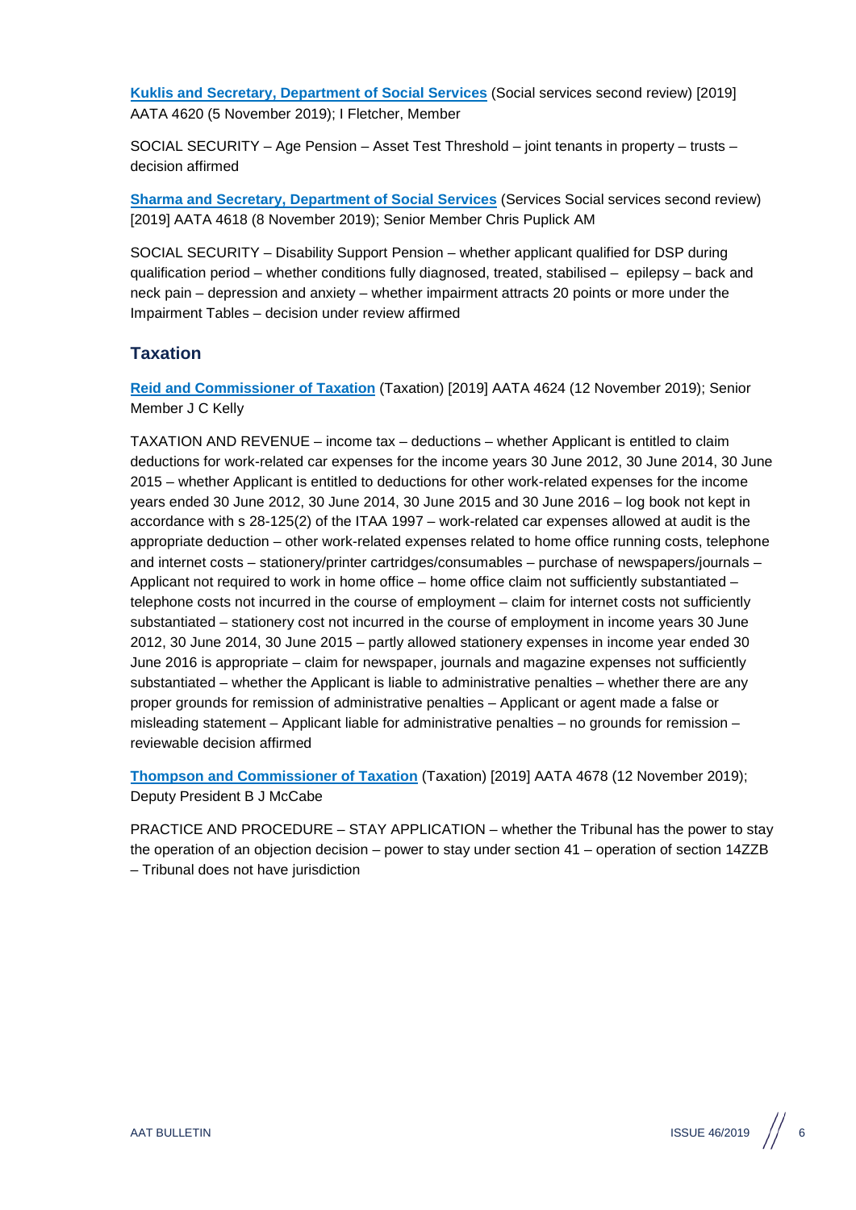**[Kuklis and Secretary, Department of Social Services](#)** (Social services second review) [2019] AATA 4620 (5 November 2019); I Fletcher, Member

SOCIAL SECURITY – Age Pension – Asset Test Threshold – joint tenants in property – trusts – decision affirmed

**[Sharma and Secretary, Department of Social Services](#)** (Services Social services second review) [2019] AATA 4618 (8 November 2019); Senior Member Chris Puplick AM

SOCIAL SECURITY – Disability Support Pension – whether applicant qualified for DSP during qualification period – whether conditions fully diagnosed, treated, stabilised – epilepsy – back and neck pain – depression and anxiety – whether impairment attracts 20 points or more under the Impairment Tables – decision under review affirmed

## Taxation

**[Reid and Commissioner of Taxation](#)** (Taxation) [2019] AATA 4624 (12 November 2019); Senior Member J C Kelly

TAXATION AND REVENUE – income tax – deductions – whether Applicant is entitled to claim deductions for work-related car expenses for the income years 30 June 2012, 30 June 2014, 30 June 2015 – whether Applicant is entitled to deductions for other work-related expenses for the income years ended 30 June 2012, 30 June 2014, 30 June 2015 and 30 June 2016 – log book not kept in accordance with s 28-125(2) of the ITAA 1997 – work-related car expenses allowed at audit is the appropriate deduction – other work-related expenses related to home office running costs, telephone and internet costs – stationery/printer cartridges/consumables – purchase of newspapers/journals – Applicant not required to work in home office – home office claim not sufficiently substantiated – telephone costs not incurred in the course of employment – claim for internet costs not sufficiently substantiated – stationery cost not incurred in the course of employment in income years 30 June 2012, 30 June 2014, 30 June 2015 – partly allowed stationery expenses in income year ended 30 June 2016 is appropriate – claim for newspaper, journals and magazine expenses not sufficiently substantiated – whether the Applicant is liable to administrative penalties – whether there are any proper grounds for remission of administrative penalties – Applicant or agent made a false or misleading statement – Applicant liable for administrative penalties – no grounds for remission – reviewable decision affirmed

**[Thompson and Commissioner of Taxation](#)** (Taxation) [2019] AATA 4678 (12 November 2019); Deputy President B J McCabe

PRACTICE AND PROCEDURE – STAY APPLICATION – whether the Tribunal has the power to stay the operation of an objection decision – power to stay under section 41 – operation of section 14ZZB – Tribunal does not have jurisdiction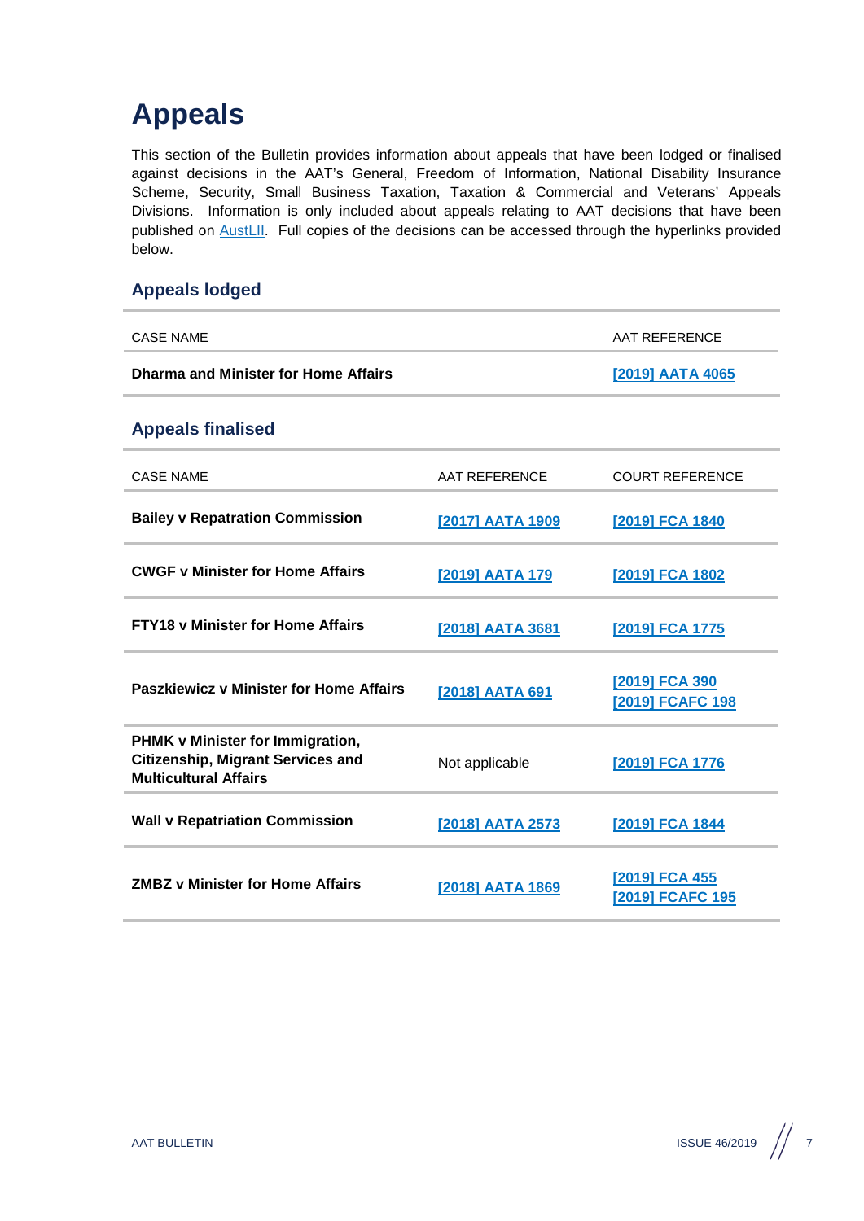# Appeals

This section of the Bulletin provides information about appeals that have been lodged or finalised against decisions in the AAT's General, Freedom of Information, National Disability Insurance Scheme, Security, Small Business Taxation, Taxation & Commercial and Veterans' Appeals Divisions. Information is only included about appeals relating to AAT decisions that have been published on AustLII. Full copies of the decisions can be accessed through the hyperlinks provided below.

## Appeals lodged

| CASE NAME | AAT REFERENCE |
|---|---|
| **Dharma and Minister for Home Affairs** | [2019] AATA 4065 |

## Appeals finalised

| CASE NAME | AAT REFERENCE | COURT REFERENCE |
|---|---|---|
| **Bailey v Repatration Commission** | [2017] AATA 1909 | [2019] FCA 1840 |
| **CWGF v Minister for Home Affairs** | [2019] AATA 179 | [2019] FCA 1802 |
| **FTY18 v Minister for Home Affairs** | [2018] AATA 3681 | [2019] FCA 1775 |
| **Paszkiewicz v Minister for Home Affairs** | [2018] AATA 691 | [2019] FCA 390<br>[2019] FCAFC 198 |
| **PHMK v Minister for Immigration, Citizenship, Migrant Services and Multicultural Affairs** | Not applicable | [2019] FCA 1776 |
| **Wall v Repatriation Commission** | [2018] AATA 2573 | [2019] FCA 1844 |
| **ZMBZ v Minister for Home Affairs** | [2018] AATA 1869 | [2019] FCA 455<br>[2019] FCAFC 195 |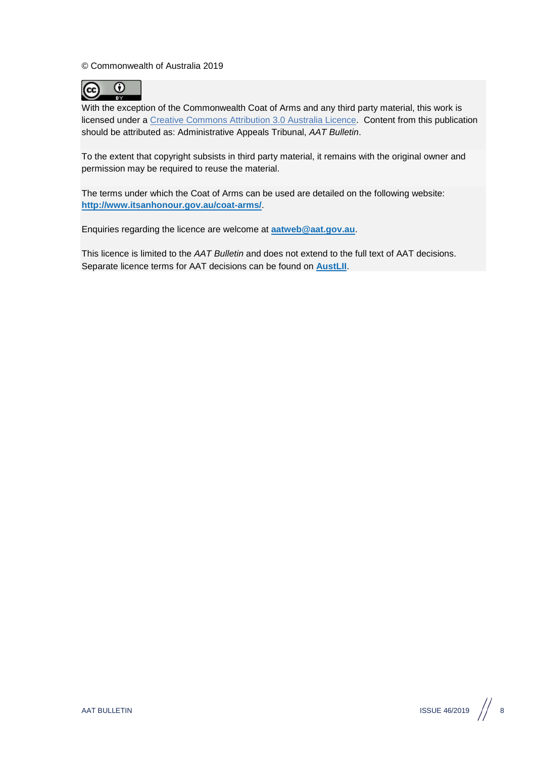© Commonwealth of Australia 2019

With the exception of the Commonwealth Coat of Arms and any third party material, this work is licensed under a [Creative Commons Attribution 3.0 Australia Licence](). Content from this publication should be attributed as: Administrative Appeals Tribunal, *AAT Bulletin*.

To the extent that copyright subsists in third party material, it remains with the original owner and permission may be required to reuse the material.

The terms under which the Coat of Arms can be used are detailed on the following website: **http://www.itsanhonour.gov.au/coat-arms/**.

Enquiries regarding the licence are welcome at **aatweb@aat.gov.au**.

This licence is limited to the *AAT Bulletin* and does not extend to the full text of AAT decisions. Separate licence terms for AAT decisions can be found on **AustLII**.